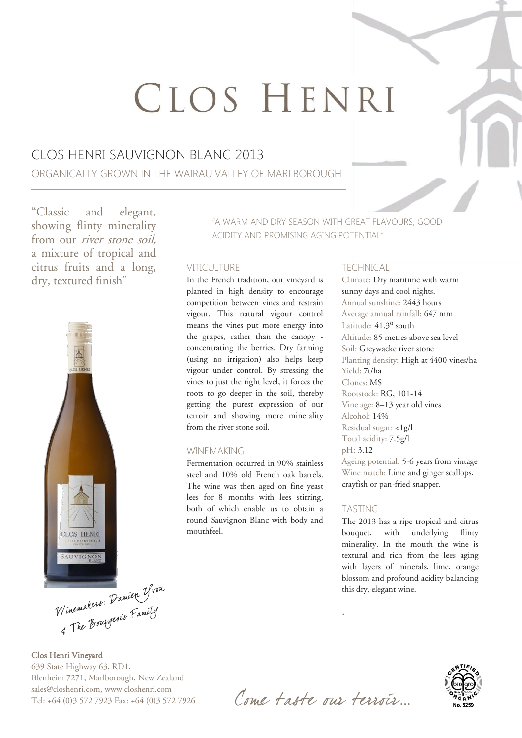# CLOS HENRI

## CLOS HENRI SAUVIGNON BLANC 2013

ORGANICALLY GROWN IN THE WAIRAU VALLEY OF MARLBOROUGH

"Classic and elegant, showing flinty minerality from our *river stone soil,* a mixture of tropical and citrus fruits and a long, dry, textured finish"

*Winemakers: Damien Yvon & The Bourgeois Family*

"A WARM AND DRY SEASON WITH GREAT FLAVOURS, GOOD ACIDITY AND PROMISING AGING POTENTIAL".

### VITICULTURE

In the French tradition, our vineyard is planted in high density to encourage competition between vines and restrain vigour. This natural vigour control means the vines put more energy into the grapes, rather than the canopy - concentrating the berries. Dry farming (using no irrigation) also helps keep vigour under control. By stressing the vines to just the right level, it forces the roots to go deeper in the soil, thereby getting the purest expression of our terroir and showing more minerality from the river stone soil.

### WINEMAKING

Fermentation occurred in 90% stainless steel and 10% old French oak barrels. The wine was then aged on fine yeast lees for 8 months with lees stirring, both of which enable us to obtain a round Sauvignon Blanc with body and mouthfeel.

### TECHNICAL

Climate: Dry maritime with warm sunny days and cool nights.
Annual sunshine: 2443 hours
Average annual rainfall: 647 mm
Latitude: 41.3º south
Altitude: 85 metres above sea level
Soil: Greywacke river stone
Planting density: High at 4400 vines/ha
Yield: 7t/ha
Clones: MS
Rootstock: RG, 101-14
Vine age: 8–13 year old vines
Alcohol: 14%
Residual sugar: <1g/l
Total acidity: 7.5g/l
pH: 3.12
Ageing potential: 5-6 years from vintage
Wine match: Lime and ginger scallops, crayfish or pan-fried snapper.

### TASTING

The 2013 has a ripe tropical and citrus bouquet, with underlying flinty minerality. In the mouth the wine is textural and rich from the lees aging with layers of minerals, lime, orange blossom and profound acidity balancing this dry, elegant wine.

**Clos Henri Vineyard**
639 State Highway 63, RD1,
Blenheim 7271, Marlborough, New Zealand
sales@closhenri.com, www.closhenri.com
Tel: +64 (0)3 572 7923 Fax: +64 (0)3 572 7926

*Come taste our terroir...*

CERTIFIED ORGANIC bio gro No. 5259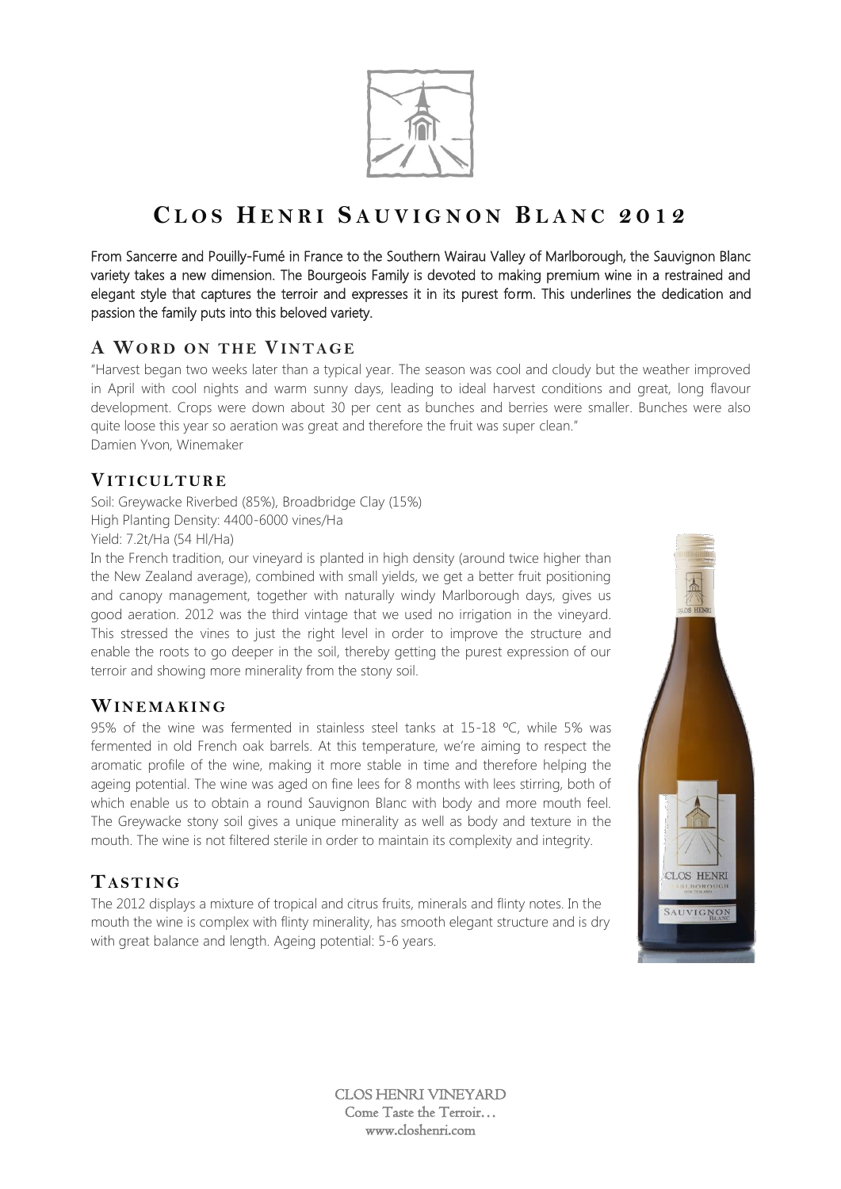# Clos Henri Sauvignon Blanc 2012

From Sancerre and Pouilly-Fumé in France to the Southern Wairau Valley of Marlborough, the Sauvignon Blanc variety takes a new dimension. The Bourgeois Family is devoted to making premium wine in a restrained and elegant style that captures the terroir and expresses it in its purest form. This underlines the dedication and passion the family puts into this beloved variety.

## A Word on the Vintage

"Harvest began two weeks later than a typical year. The season was cool and cloudy but the weather improved in April with cool nights and warm sunny days, leading to ideal harvest conditions and great, long flavour development. Crops were down about 30 per cent as bunches and berries were smaller. Bunches were also quite loose this year so aeration was great and therefore the fruit was super clean."
Damien Yvon, Winemaker

## Viticulture

Soil: Greywacke Riverbed (85%), Broadbridge Clay (15%)
High Planting Density: 4400-6000 vines/Ha
Yield: 7.2t/Ha (54 Hl/Ha)

In the French tradition, our vineyard is planted in high density (around twice higher than the New Zealand average), combined with small yields, we get a better fruit positioning and canopy management, together with naturally windy Marlborough days, gives us good aeration. 2012 was the third vintage that we used no irrigation in the vineyard. This stressed the vines to just the right level in order to improve the structure and enable the roots to go deeper in the soil, thereby getting the purest expression of our terroir and showing more minerality from the stony soil.

## Winemaking

95% of the wine was fermented in stainless steel tanks at 15-18 ºC, while 5% was fermented in old French oak barrels. At this temperature, we're aiming to respect the aromatic profile of the wine, making it more stable in time and therefore helping the ageing potential. The wine was aged on fine lees for 8 months with lees stirring, both of which enable us to obtain a round Sauvignon Blanc with body and more mouth feel. The Greywacke stony soil gives a unique minerality as well as body and texture in the mouth. The wine is not filtered sterile in order to maintain its complexity and integrity.

## Tasting

The 2012 displays a mixture of tropical and citrus fruits, minerals and flinty notes. In the mouth the wine is complex with flinty minerality, has smooth elegant structure and is dry with great balance and length. Ageing potential: 5-6 years.

CLOS HENRI VINEYARD
Come Taste the Terroir…
www.closhenri.com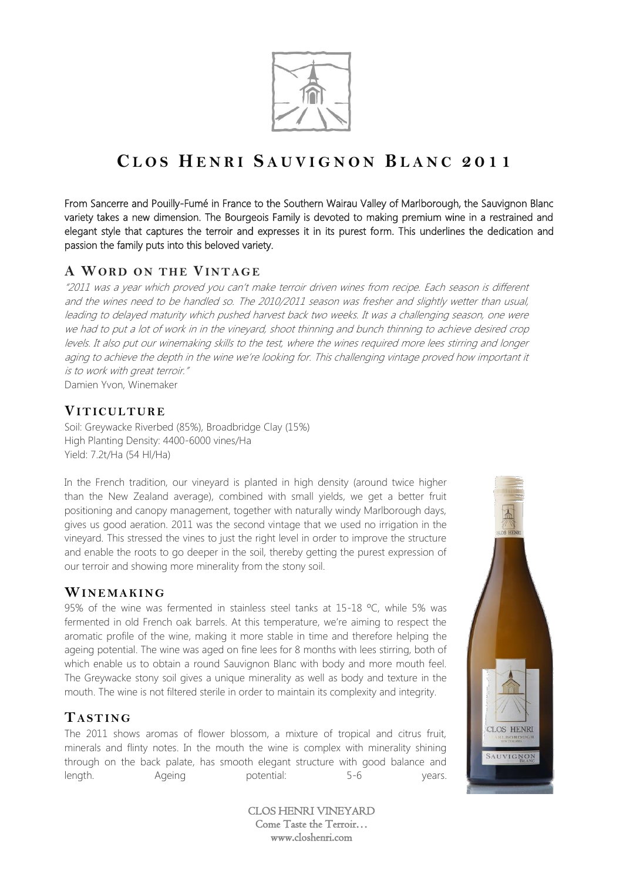# Clos Henri Sauvignon Blanc 2011

From Sancerre and Pouilly-Fumé in France to the Southern Wairau Valley of Marlborough, the Sauvignon Blanc variety takes a new dimension. The Bourgeois Family is devoted to making premium wine in a restrained and elegant style that captures the terroir and expresses it in its purest form. This underlines the dedication and passion the family puts into this beloved variety.

## A Word on the Vintage

*"2011 was a year which proved you can't make terroir driven wines from recipe. Each season is different and the wines need to be handled so. The 2010/2011 season was fresher and slightly wetter than usual, leading to delayed maturity which pushed harvest back two weeks. It was a challenging season, one were we had to put a lot of work in in the vineyard, shoot thinning and bunch thinning to achieve desired crop levels. It also put our winemaking skills to the test, where the wines required more lees stirring and longer aging to achieve the depth in the wine we're looking for. This challenging vintage proved how important it is to work with great terroir."*

Damien Yvon, Winemaker

## Viticulture

Soil: Greywacke Riverbed (85%), Broadbridge Clay (15%)
High Planting Density: 4400-6000 vines/Ha
Yield: 7.2t/Ha (54 Hl/Ha)

In the French tradition, our vineyard is planted in high density (around twice higher than the New Zealand average), combined with small yields, we get a better fruit positioning and canopy management, together with naturally windy Marlborough days, gives us good aeration. 2011 was the second vintage that we used no irrigation in the vineyard. This stressed the vines to just the right level in order to improve the structure and enable the roots to go deeper in the soil, thereby getting the purest expression of our terroir and showing more minerality from the stony soil.

## Winemaking

95% of the wine was fermented in stainless steel tanks at 15-18 °C, while 5% was fermented in old French oak barrels. At this temperature, we're aiming to respect the aromatic profile of the wine, making it more stable in time and therefore helping the ageing potential. The wine was aged on fine lees for 8 months with lees stirring, both of which enable us to obtain a round Sauvignon Blanc with body and more mouth feel. The Greywacke stony soil gives a unique minerality as well as body and texture in the mouth. The wine is not filtered sterile in order to maintain its complexity and integrity.

## Tasting

The 2011 shows aromas of flower blossom, a mixture of tropical and citrus fruit, minerals and flinty notes. In the mouth the wine is complex with minerality shining through on the back palate, has smooth elegant structure with good balance and length. Ageing potential: 5-6 years.

CLOS HENRI VINEYARD
Come Taste the Terroir…
www.closhenri.com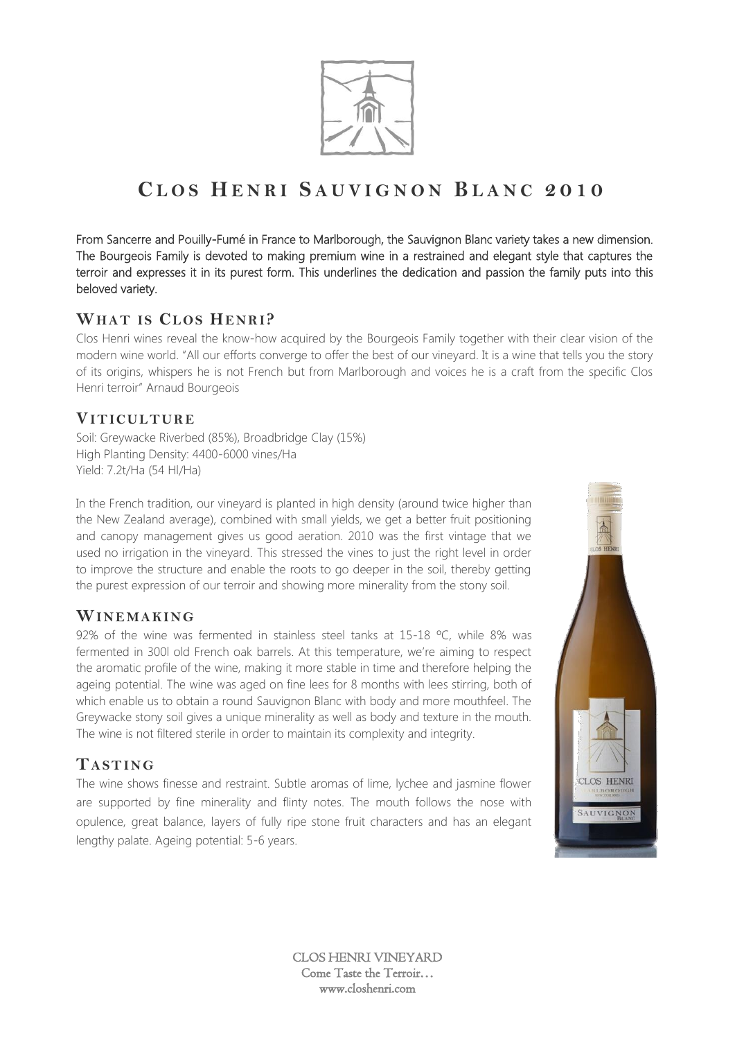# CLOS HENRI SAUVIGNON BLANC 2010

From Sancerre and Pouilly-Fumé in France to Marlborough, the Sauvignon Blanc variety takes a new dimension. The Bourgeois Family is devoted to making premium wine in a restrained and elegant style that captures the terroir and expresses it in its purest form. This underlines the dedication and passion the family puts into this beloved variety.

## WHAT IS CLOS HENRI?

Clos Henri wines reveal the know-how acquired by the Bourgeois Family together with their clear vision of the modern wine world. "All our efforts converge to offer the best of our vineyard. It is a wine that tells you the story of its origins, whispers he is not French but from Marlborough and voices he is a craft from the specific Clos Henri terroir" Arnaud Bourgeois

## VITICULTURE

Soil: Greywacke Riverbed (85%), Broadbridge Clay (15%)
High Planting Density: 4400-6000 vines/Ha
Yield: 7.2t/Ha (54 Hl/Ha)

In the French tradition, our vineyard is planted in high density (around twice higher than the New Zealand average), combined with small yields, we get a better fruit positioning and canopy management gives us good aeration. 2010 was the first vintage that we used no irrigation in the vineyard. This stressed the vines to just the right level in order to improve the structure and enable the roots to go deeper in the soil, thereby getting the purest expression of our terroir and showing more minerality from the stony soil.

## WINEMAKING

92% of the wine was fermented in stainless steel tanks at 15-18 ºC, while 8% was fermented in 300l old French oak barrels. At this temperature, we're aiming to respect the aromatic profile of the wine, making it more stable in time and therefore helping the ageing potential. The wine was aged on fine lees for 8 months with lees stirring, both of which enable us to obtain a round Sauvignon Blanc with body and more mouthfeel. The Greywacke stony soil gives a unique minerality as well as body and texture in the mouth. The wine is not filtered sterile in order to maintain its complexity and integrity.

## TASTING

The wine shows finesse and restraint. Subtle aromas of lime, lychee and jasmine flower are supported by fine minerality and flinty notes. The mouth follows the nose with opulence, great balance, layers of fully ripe stone fruit characters and has an elegant lengthy palate. Ageing potential: 5-6 years.

CLOS HENRI VINEYARD
Come Taste the Terroir…
www.closhenri.com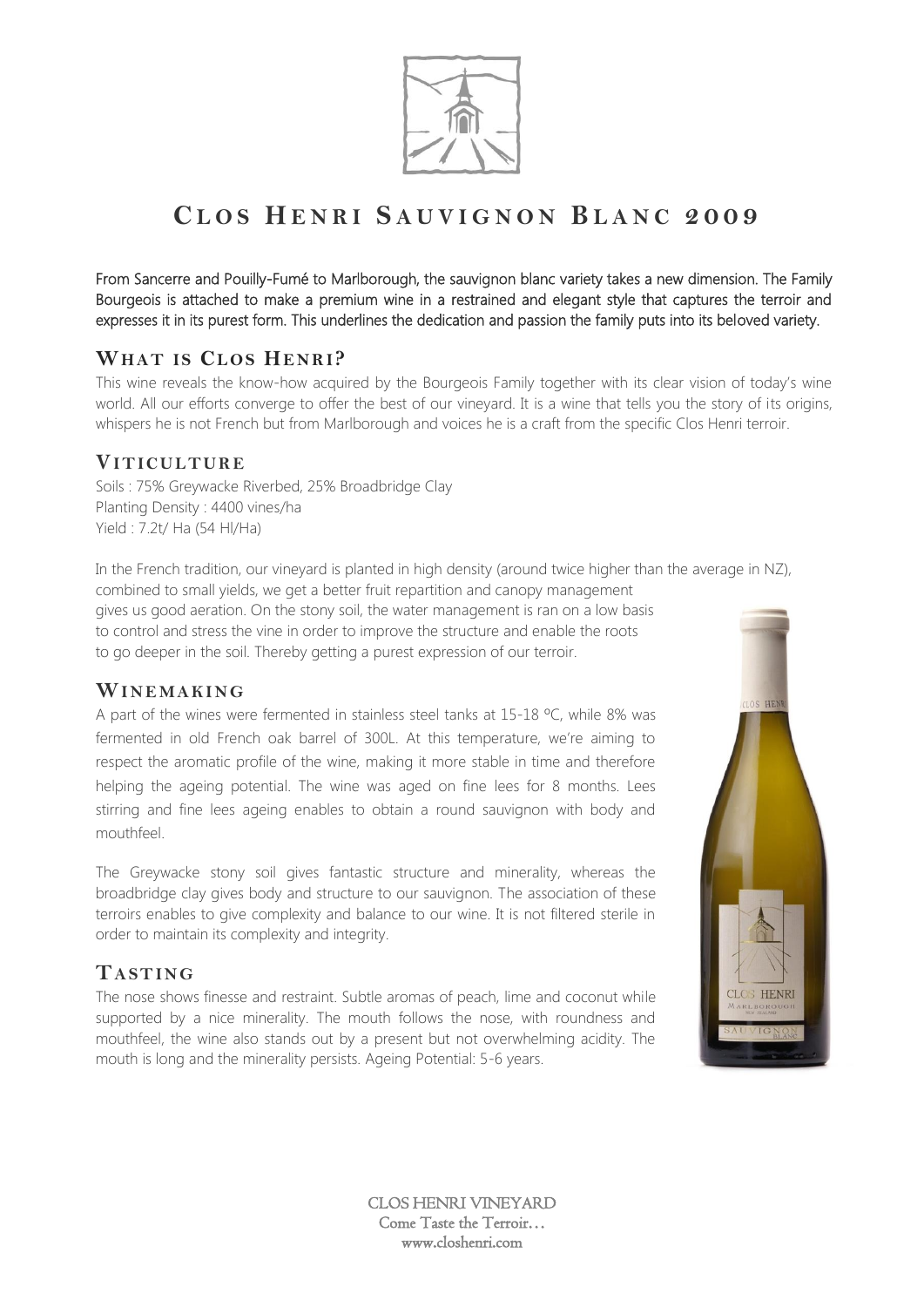# Clos Henri Sauvignon Blanc 2009

From Sancerre and Pouilly-Fumé to Marlborough, the sauvignon blanc variety takes a new dimension. The Family Bourgeois is attached to make a premium wine in a restrained and elegant style that captures the terroir and expresses it in its purest form. This underlines the dedication and passion the family puts into its beloved variety.

## What is Clos Henri?

This wine reveals the know-how acquired by the Bourgeois Family together with its clear vision of today's wine world. All our efforts converge to offer the best of our vineyard. It is a wine that tells you the story of its origins, whispers he is not French but from Marlborough and voices he is a craft from the specific Clos Henri terroir.

## Viticulture

Soils : 75% Greywacke Riverbed, 25% Broadbridge Clay
Planting Density : 4400 vines/ha
Yield : 7.2t/ Ha (54 Hl/Ha)

In the French tradition, our vineyard is planted in high density (around twice higher than the average in NZ), combined to small yields, we get a better fruit repartition and canopy management gives us good aeration. On the stony soil, the water management is ran on a low basis to control and stress the vine in order to improve the structure and enable the roots to go deeper in the soil. Thereby getting a purest expression of our terroir.

## Winemaking

A part of the wines were fermented in stainless steel tanks at 15-18 °C, while 8% was fermented in old French oak barrel of 300L. At this temperature, we're aiming to respect the aromatic profile of the wine, making it more stable in time and therefore helping the ageing potential. The wine was aged on fine lees for 8 months. Lees stirring and fine lees ageing enables to obtain a round sauvignon with body and mouthfeel.

The Greywacke stony soil gives fantastic structure and minerality, whereas the broadbridge clay gives body and structure to our sauvignon. The association of these terroirs enables to give complexity and balance to our wine. It is not filtered sterile in order to maintain its complexity and integrity.

## Tasting

The nose shows finesse and restraint. Subtle aromas of peach, lime and coconut while supported by a nice minerality. The mouth follows the nose, with roundness and mouthfeel, the wine also stands out by a present but not overwhelming acidity. The mouth is long and the minerality persists. Ageing Potential: 5-6 years.

CLOS HENRI VINEYARD
Come Taste the Terroir…
www.closhenri.com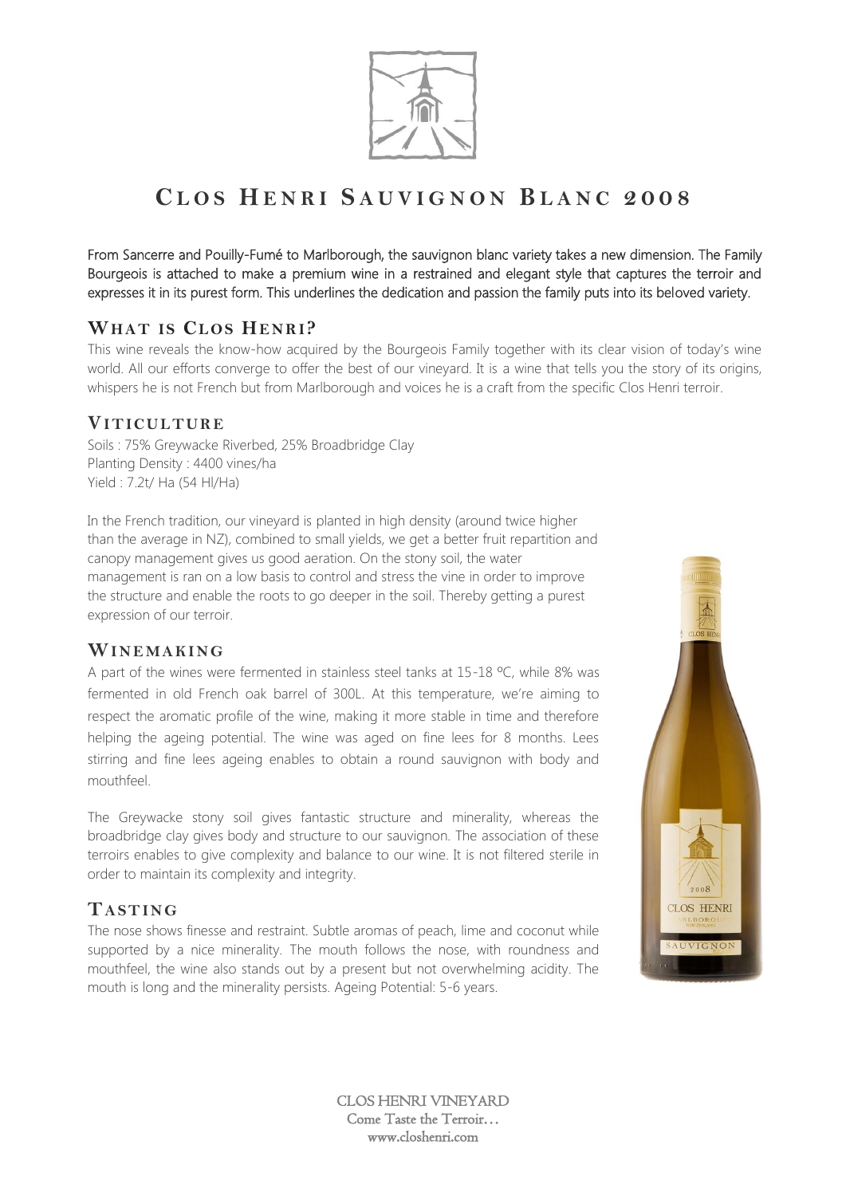# Clos Henri Sauvignon Blanc 2008

From Sancerre and Pouilly-Fumé to Marlborough, the sauvignon blanc variety takes a new dimension. The Family Bourgeois is attached to make a premium wine in a restrained and elegant style that captures the terroir and expresses it in its purest form. This underlines the dedication and passion the family puts into its beloved variety.

## What is Clos Henri?

This wine reveals the know-how acquired by the Bourgeois Family together with its clear vision of today's wine world. All our efforts converge to offer the best of our vineyard. It is a wine that tells you the story of its origins, whispers he is not French but from Marlborough and voices he is a craft from the specific Clos Henri terroir.

## Viticulture

Soils : 75% Greywacke Riverbed, 25% Broadbridge Clay
Planting Density : 4400 vines/ha
Yield : 7.2t/ Ha (54 Hl/Ha)

In the French tradition, our vineyard is planted in high density (around twice higher than the average in NZ), combined to small yields, we get a better fruit repartition and canopy management gives us good aeration. On the stony soil, the water management is ran on a low basis to control and stress the vine in order to improve the structure and enable the roots to go deeper in the soil. Thereby getting a purest expression of our terroir.

## Winemaking

A part of the wines were fermented in stainless steel tanks at 15-18 ºC, while 8% was fermented in old French oak barrel of 300L. At this temperature, we're aiming to respect the aromatic profile of the wine, making it more stable in time and therefore helping the ageing potential. The wine was aged on fine lees for 8 months. Lees stirring and fine lees ageing enables to obtain a round sauvignon with body and mouthfeel.

The Greywacke stony soil gives fantastic structure and minerality, whereas the broadbridge clay gives body and structure to our sauvignon. The association of these terroirs enables to give complexity and balance to our wine. It is not filtered sterile in order to maintain its complexity and integrity.

## Tasting

The nose shows finesse and restraint. Subtle aromas of peach, lime and coconut while supported by a nice minerality. The mouth follows the nose, with roundness and mouthfeel, the wine also stands out by a present but not overwhelming acidity. The mouth is long and the minerality persists. Ageing Potential: 5-6 years.

CLOS HENRI VINEYARD
Come Taste the Terroir…
www.closhenri.com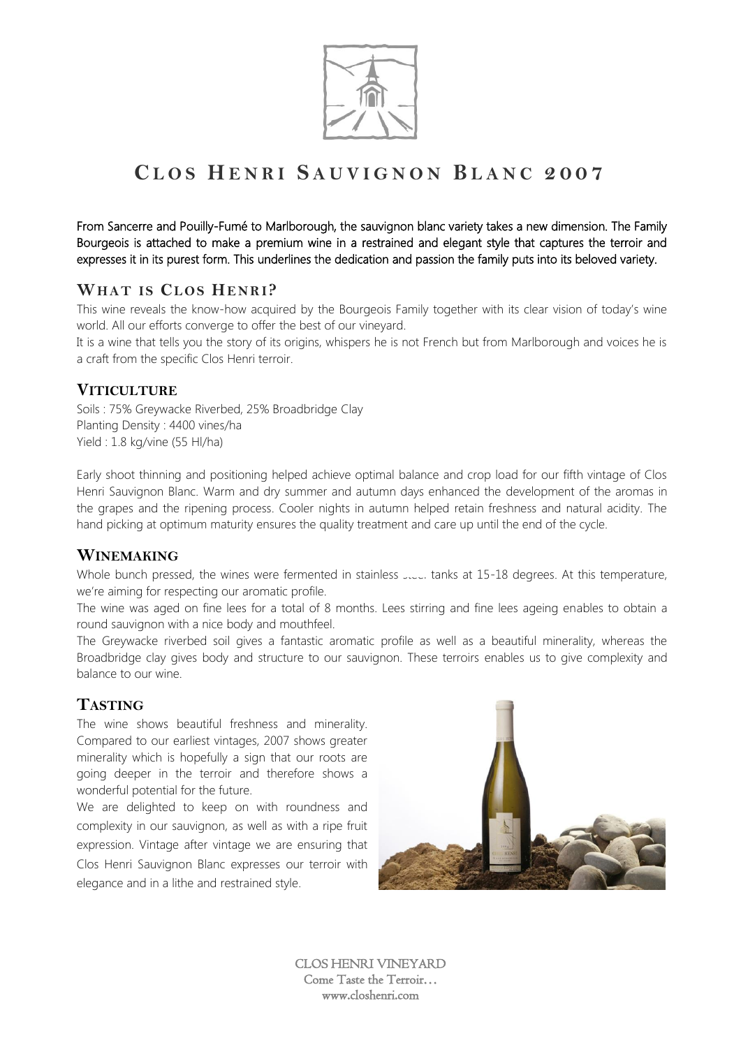# Clos Henri Sauvignon Blanc 2007

From Sancerre and Pouilly-Fumé to Marlborough, the sauvignon blanc variety takes a new dimension. The Family Bourgeois is attached to make a premium wine in a restrained and elegant style that captures the terroir and expresses it in its purest form. This underlines the dedication and passion the family puts into its beloved variety.

## What is Clos Henri?

This wine reveals the know-how acquired by the Bourgeois Family together with its clear vision of today's wine world. All our efforts converge to offer the best of our vineyard.

It is a wine that tells you the story of its origins, whispers he is not French but from Marlborough and voices he is a craft from the specific Clos Henri terroir.

## Viticulture

Soils : 75% Greywacke Riverbed, 25% Broadbridge Clay
Planting Density : 4400 vines/ha
Yield : 1.8 kg/vine (55 Hl/ha)

Early shoot thinning and positioning helped achieve optimal balance and crop load for our fifth vintage of Clos Henri Sauvignon Blanc. Warm and dry summer and autumn days enhanced the development of the aromas in the grapes and the ripening process. Cooler nights in autumn helped retain freshness and natural acidity. The hand picking at optimum maturity ensures the quality treatment and care up until the end of the cycle.

## Winemaking

Whole bunch pressed, the wines were fermented in stainless steel tanks at 15-18 degrees. At this temperature, we're aiming for respecting our aromatic profile.

The wine was aged on fine lees for a total of 8 months. Lees stirring and fine lees ageing enables to obtain a round sauvignon with a nice body and mouthfeel.

The Greywacke riverbed soil gives a fantastic aromatic profile as well as a beautiful minerality, whereas the Broadbridge clay gives body and structure to our sauvignon. These terroirs enables us to give complexity and balance to our wine.

## Tasting

The wine shows beautiful freshness and minerality. Compared to our earliest vintages, 2007 shows greater minerality which is hopefully a sign that our roots are going deeper in the terroir and therefore shows a wonderful potential for the future.

We are delighted to keep on with roundness and complexity in our sauvignon, as well as with a ripe fruit expression. Vintage after vintage we are ensuring that Clos Henri Sauvignon Blanc expresses our terroir with elegance and in a lithe and restrained style.

CLOS HENRI VINEYARD
Come Taste the Terroir…
www.closhenri.com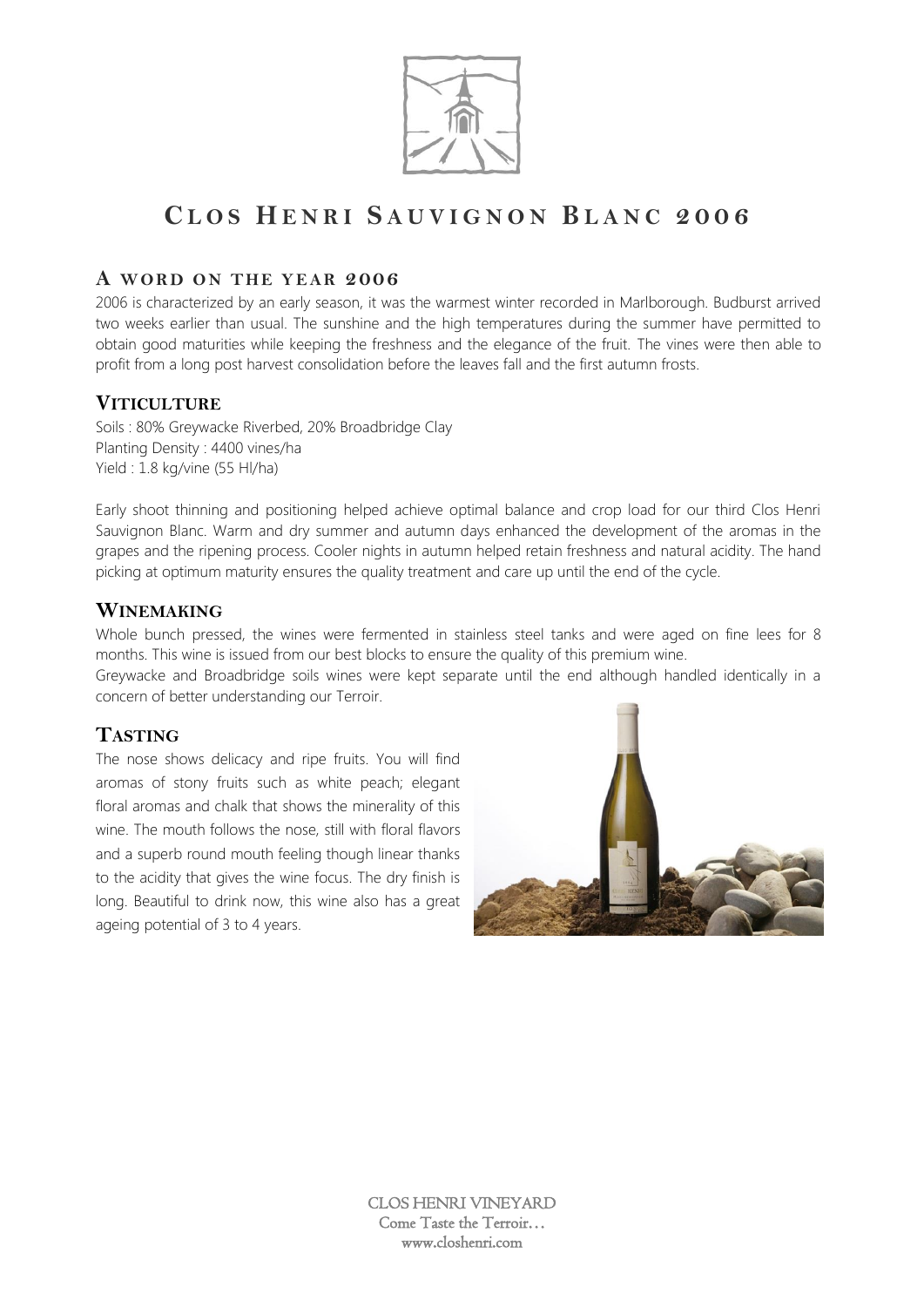# Clos Henri Sauvignon Blanc 2006

## A word on the year 2006

2006 is characterized by an early season, it was the warmest winter recorded in Marlborough. Budburst arrived two weeks earlier than usual. The sunshine and the high temperatures during the summer have permitted to obtain good maturities while keeping the freshness and the elegance of the fruit. The vines were then able to profit from a long post harvest consolidation before the leaves fall and the first autumn frosts.

## Viticulture

Soils : 80% Greywacke Riverbed, 20% Broadbridge Clay
Planting Density : 4400 vines/ha
Yield : 1.8 kg/vine (55 Hl/ha)

Early shoot thinning and positioning helped achieve optimal balance and crop load for our third Clos Henri Sauvignon Blanc. Warm and dry summer and autumn days enhanced the development of the aromas in the grapes and the ripening process. Cooler nights in autumn helped retain freshness and natural acidity. The hand picking at optimum maturity ensures the quality treatment and care up until the end of the cycle.

## Winemaking

Whole bunch pressed, the wines were fermented in stainless steel tanks and were aged on fine lees for 8 months. This wine is issued from our best blocks to ensure the quality of this premium wine.
Greywacke and Broadbridge soils wines were kept separate until the end although handled identically in a concern of better understanding our Terroir.

## Tasting

The nose shows delicacy and ripe fruits. You will find aromas of stony fruits such as white peach; elegant floral aromas and chalk that shows the minerality of this wine. The mouth follows the nose, still with floral flavors and a superb round mouth feeling though linear thanks to the acidity that gives the wine focus. The dry finish is long. Beautiful to drink now, this wine also has a great ageing potential of 3 to 4 years.

CLOS HENRI VINEYARD
Come Taste the Terroir…
www.closhenri.com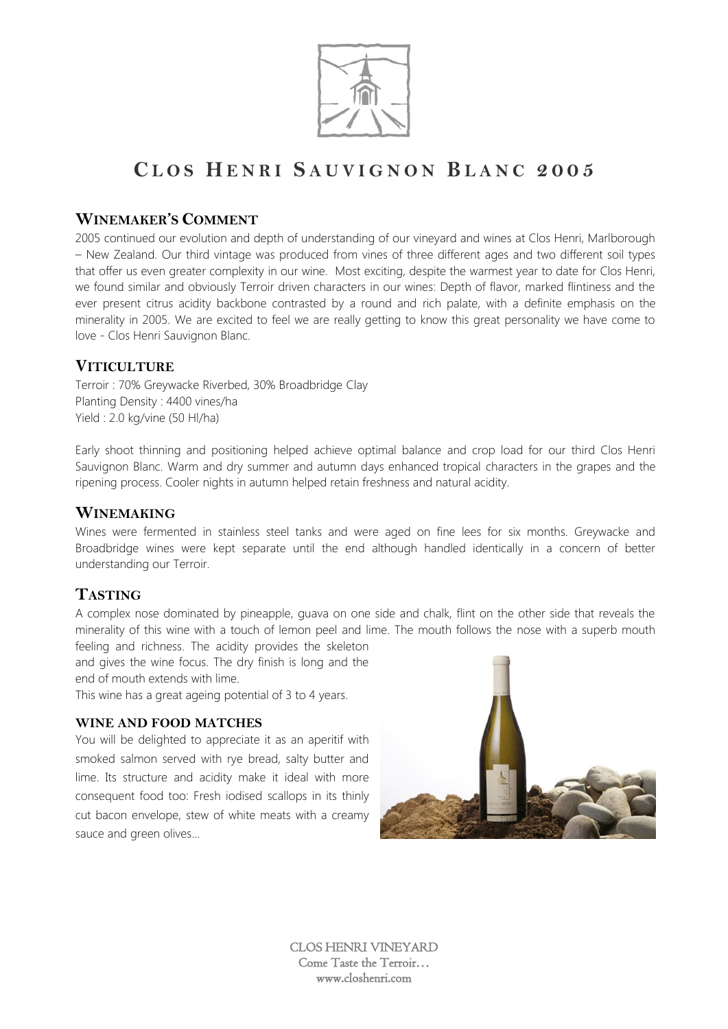# CLOS HENRI SAUVIGNON BLANC 2005

## WINEMAKER'S COMMENT

2005 continued our evolution and depth of understanding of our vineyard and wines at Clos Henri, Marlborough – New Zealand. Our third vintage was produced from vines of three different ages and two different soil types that offer us even greater complexity in our wine. Most exciting, despite the warmest year to date for Clos Henri, we found similar and obviously Terroir driven characters in our wines: Depth of flavor, marked flintiness and the ever present citrus acidity backbone contrasted by a round and rich palate, with a definite emphasis on the minerality in 2005. We are excited to feel we are really getting to know this great personality we have come to love - Clos Henri Sauvignon Blanc.

## VITICULTURE

Terroir : 70% Greywacke Riverbed, 30% Broadbridge Clay
Planting Density : 4400 vines/ha
Yield : 2.0 kg/vine (50 Hl/ha)

Early shoot thinning and positioning helped achieve optimal balance and crop load for our third Clos Henri Sauvignon Blanc. Warm and dry summer and autumn days enhanced tropical characters in the grapes and the ripening process. Cooler nights in autumn helped retain freshness and natural acidity.

## WINEMAKING

Wines were fermented in stainless steel tanks and were aged on fine lees for six months. Greywacke and Broadbridge wines were kept separate until the end although handled identically in a concern of better understanding our Terroir.

## TASTING

A complex nose dominated by pineapple, guava on one side and chalk, flint on the other side that reveals the minerality of this wine with a touch of lemon peel and lime. The mouth follows the nose with a superb mouth feeling and richness. The acidity provides the skeleton and gives the wine focus. The dry finish is long and the end of mouth extends with lime.

This wine has a great ageing potential of 3 to 4 years.

### WINE AND FOOD MATCHES

You will be delighted to appreciate it as an aperitif with smoked salmon served with rye bread, salty butter and lime. Its structure and acidity make it ideal with more consequent food too: Fresh iodised scallops in its thinly cut bacon envelope, stew of white meats with a creamy sauce and green olives…

CLOS HENRI VINEYARD
Come Taste the Terroir…
www.closhenri.com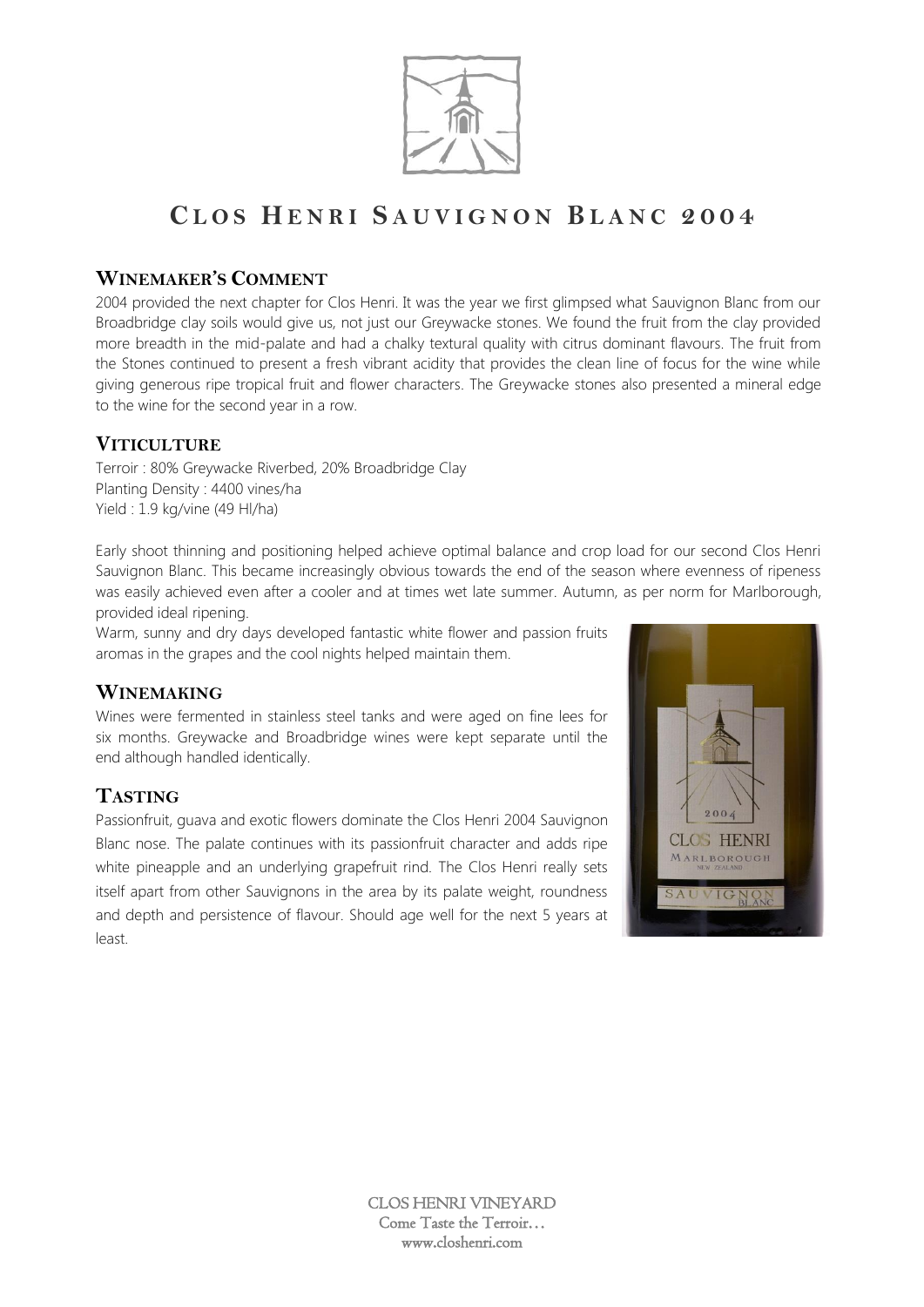# Clos Henri Sauvignon Blanc 2004

## Winemaker's Comment

2004 provided the next chapter for Clos Henri. It was the year we first glimpsed what Sauvignon Blanc from our Broadbridge clay soils would give us, not just our Greywacke stones. We found the fruit from the clay provided more breadth in the mid-palate and had a chalky textural quality with citrus dominant flavours. The fruit from the Stones continued to present a fresh vibrant acidity that provides the clean line of focus for the wine while giving generous ripe tropical fruit and flower characters. The Greywacke stones also presented a mineral edge to the wine for the second year in a row.

## Viticulture

Terroir : 80% Greywacke Riverbed, 20% Broadbridge Clay
Planting Density : 4400 vines/ha
Yield : 1.9 kg/vine (49 Hl/ha)

Early shoot thinning and positioning helped achieve optimal balance and crop load for our second Clos Henri Sauvignon Blanc. This became increasingly obvious towards the end of the season where evenness of ripeness was easily achieved even after a cooler and at times wet late summer. Autumn, as per norm for Marlborough, provided ideal ripening.

Warm, sunny and dry days developed fantastic white flower and passion fruits aromas in the grapes and the cool nights helped maintain them.

## Winemaking

Wines were fermented in stainless steel tanks and were aged on fine lees for six months. Greywacke and Broadbridge wines were kept separate until the end although handled identically.

## Tasting

Passionfruit, guava and exotic flowers dominate the Clos Henri 2004 Sauvignon Blanc nose. The palate continues with its passionfruit character and adds ripe white pineapple and an underlying grapefruit rind. The Clos Henri really sets itself apart from other Sauvignons in the area by its palate weight, roundness and depth and persistence of flavour. Should age well for the next 5 years at least.

CLOS HENRI VINEYARD
Come Taste the Terroir…
www.closhenri.com